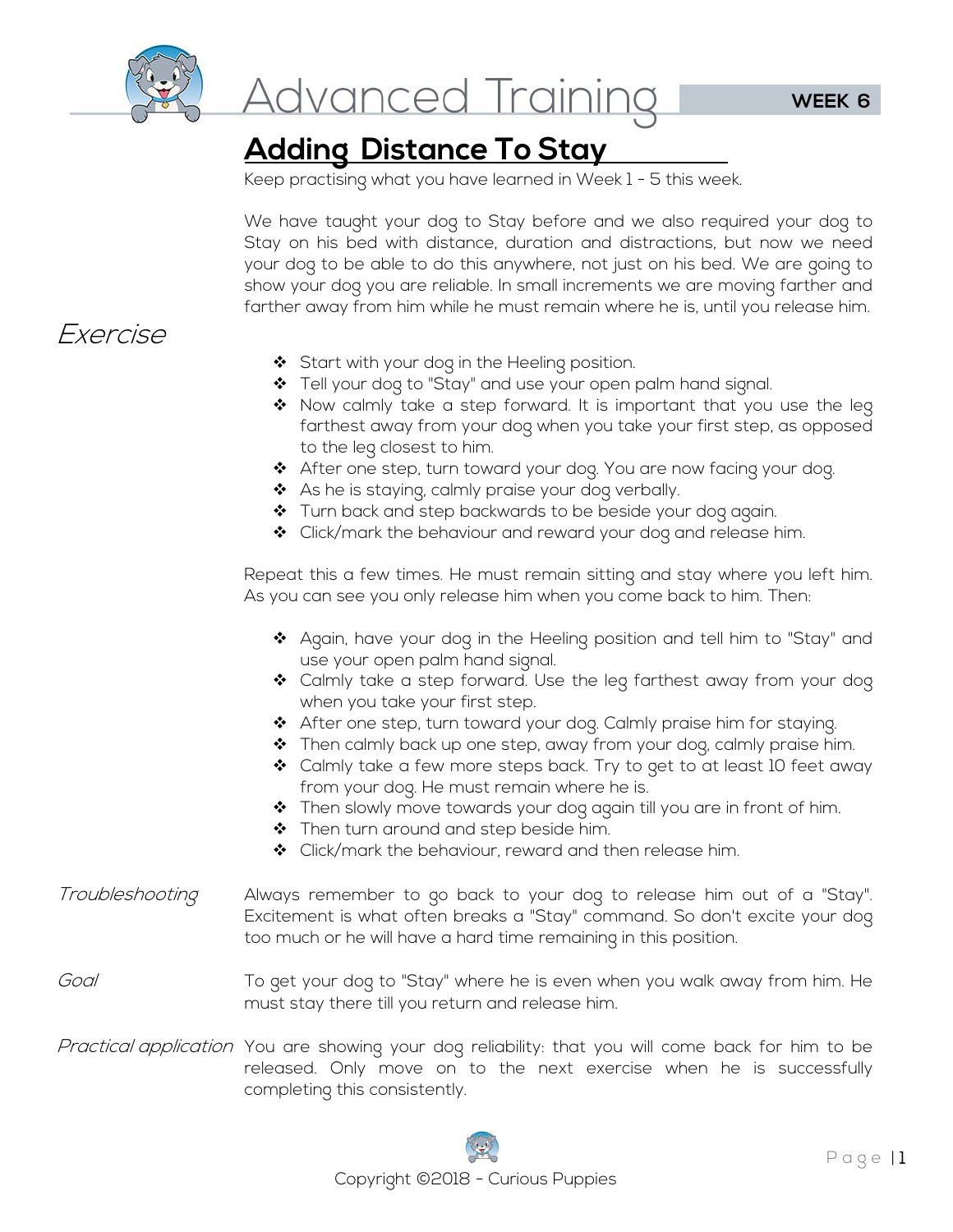# Advanced Training

**WEEK 6**

## Adding Distance To Stay

Keep practising what you have learned in Week 1 - 5 this week.

We have taught your dog to Stay before and we also required your dog to Stay on his bed with distance, duration and distractions, but now we need your dog to be able to do this anywhere, not just on his bed. We are going to show your dog you are reliable. In small increments we are moving farther and farther away from him while he must remain where he is, until you release him.

### *Exercise*

- Start with your dog in the Heeling position.
- Tell your dog to "Stay" and use your open palm hand signal.
- Now calmly take a step forward. It is important that you use the leg farthest away from your dog when you take your first step, as opposed to the leg closest to him.
- After one step, turn toward your dog. You are now facing your dog.
- As he is staying, calmly praise your dog verbally.
- Turn back and step backwards to be beside your dog again.
- Click/mark the behaviour and reward your dog and release him.

Repeat this a few times. He must remain sitting and stay where you left him. As you can see you only release him when you come back to him. Then:

- Again, have your dog in the Heeling position and tell him to "Stay" and use your open palm hand signal.
- Calmly take a step forward. Use the leg farthest away from your dog when you take your first step.
- After one step, turn toward your dog. Calmly praise him for staying.
- Then calmly back up one step, away from your dog, calmly praise him.
- Calmly take a few more steps back. Try to get to at least 10 feet away from your dog. He must remain where he is.
- Then slowly move towards your dog again till you are in front of him.
- Then turn around and step beside him.
- Click/mark the behaviour, reward and then release him.

*Troubleshooting* — Always remember to go back to your dog to release him out of a "Stay". Excitement is what often breaks a "Stay" command. So don't excite your dog too much or he will have a hard time remaining in this position.

*Goal* — To get your dog to "Stay" where he is even when you walk away from him. He must stay there till you return and release him.

*Practical application* — You are showing your dog reliability: that you will come back for him to be released. Only move on to the next exercise when he is successfully completing this consistently.

Copyright ©2018 - Curious Puppies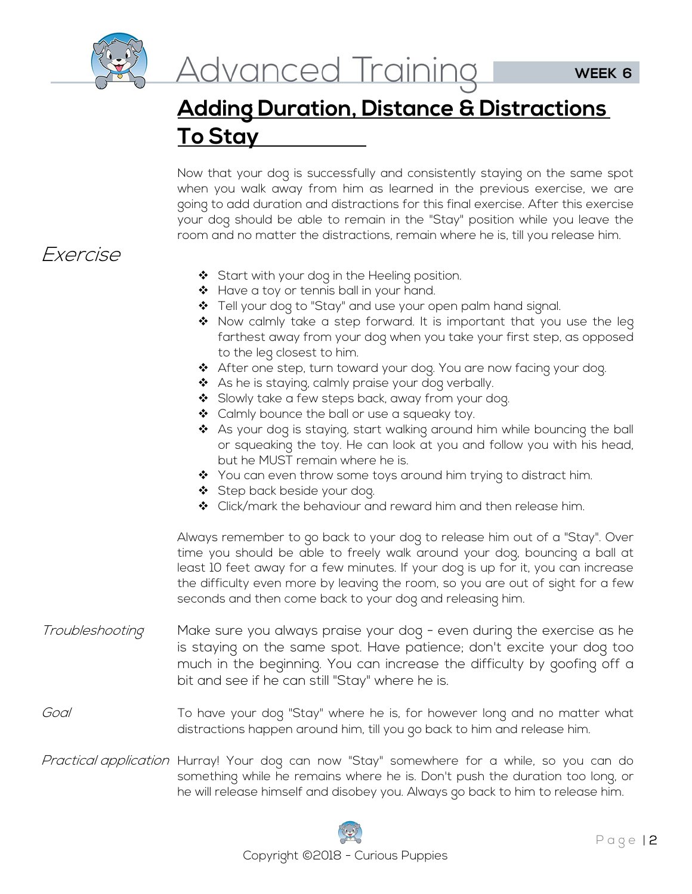# Advanced Training

WEEK 6

## Adding Duration, Distance & Distractions To Stay

Now that your dog is successfully and consistently staying on the same spot when you walk away from him as learned in the previous exercise, we are going to add duration and distractions for this final exercise. After this exercise your dog should be able to remain in the "Stay" position while you leave the room and no matter the distractions, remain where he is, till you release him.

### *Exercise*

- Start with your dog in the Heeling position.
- Have a toy or tennis ball in your hand.
- Tell your dog to "Stay" and use your open palm hand signal.
- Now calmly take a step forward. It is important that you use the leg farthest away from your dog when you take your first step, as opposed to the leg closest to him.
- After one step, turn toward your dog. You are now facing your dog.
- As he is staying, calmly praise your dog verbally.
- Slowly take a few steps back, away from your dog.
- Calmly bounce the ball or use a squeaky toy.
- As your dog is staying, start walking around him while bouncing the ball or squeaking the toy. He can look at you and follow you with his head, but he MUST remain where he is.
- You can even throw some toys around him trying to distract him.
- Step back beside your dog.
- Click/mark the behaviour and reward him and then release him.

Always remember to go back to your dog to release him out of a "Stay". Over time you should be able to freely walk around your dog, bouncing a ball at least 10 feet away for a few minutes. If your dog is up for it, you can increase the difficulty even more by leaving the room, so you are out of sight for a few seconds and then come back to your dog and releasing him.

*Troubleshooting* — Make sure you always praise your dog - even during the exercise as he is staying on the same spot. Have patience; don't excite your dog too much in the beginning. You can increase the difficulty by goofing off a bit and see if he can still "Stay" where he is.

*Goal* — To have your dog "Stay" where he is, for however long and no matter what distractions happen around him, till you go back to him and release him.

*Practical application* — Hurray! Your dog can now "Stay" somewhere for a while, so you can do something while he remains where he is. Don't push the duration too long, or he will release himself and disobey you. Always go back to him to release him.

Copyright ©2018 - Curious Puppies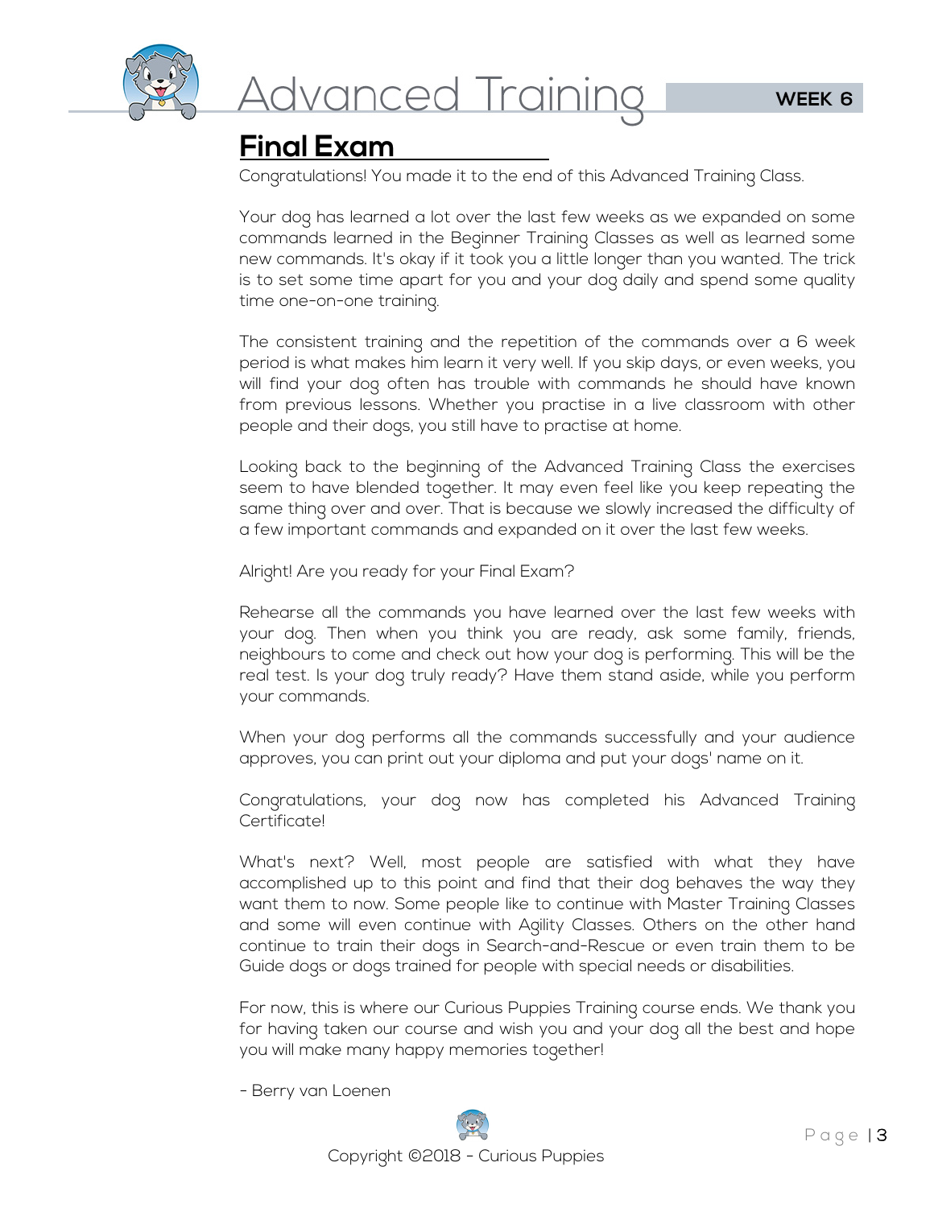# Advanced Training

**WEEK 6**

## Final Exam

Congratulations! You made it to the end of this Advanced Training Class.

Your dog has learned a lot over the last few weeks as we expanded on some commands learned in the Beginner Training Classes as well as learned some new commands. It's okay if it took you a little longer than you wanted. The trick is to set some time apart for you and your dog daily and spend some quality time one-on-one training.

The consistent training and the repetition of the commands over a 6 week period is what makes him learn it very well. If you skip days, or even weeks, you will find your dog often has trouble with commands he should have known from previous lessons. Whether you practise in a live classroom with other people and their dogs, you still have to practise at home.

Looking back to the beginning of the Advanced Training Class the exercises seem to have blended together. It may even feel like you keep repeating the same thing over and over. That is because we slowly increased the difficulty of a few important commands and expanded on it over the last few weeks.

Alright! Are you ready for your Final Exam?

Rehearse all the commands you have learned over the last few weeks with your dog. Then when you think you are ready, ask some family, friends, neighbours to come and check out how your dog is performing. This will be the real test. Is your dog truly ready? Have them stand aside, while you perform your commands.

When your dog performs all the commands successfully and your audience approves, you can print out your diploma and put your dogs' name on it.

Congratulations, your dog now has completed his Advanced Training Certificate!

What's next? Well, most people are satisfied with what they have accomplished up to this point and find that their dog behaves the way they want them to now. Some people like to continue with Master Training Classes and some will even continue with Agility Classes. Others on the other hand continue to train their dogs in Search-and-Rescue or even train them to be Guide dogs or dogs trained for people with special needs or disabilities.

For now, this is where our Curious Puppies Training course ends. We thank you for having taken our course and wish you and your dog all the best and hope you will make many happy memories together!

- Berry van Loenen